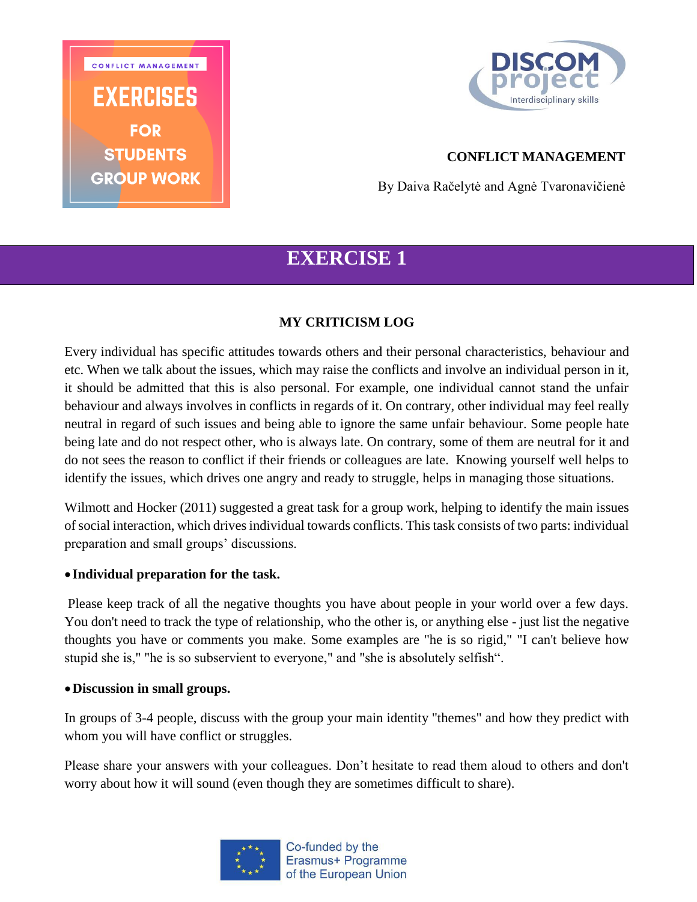CONFLICT MANAGEMENT

# EXERCISES FOR STUDENTS GROUP WORK

DISCOM project
Interdisciplinary skills

**CONFLICT MANAGEMENT**

By Daiva Račelytė and Agnė Tvaronavičienė

# EXERCISE 1

## MY CRITICISM LOG

Every individual has specific attitudes towards others and their personal characteristics, behaviour and etc. When we talk about the issues, which may raise the conflicts and involve an individual person in it, it should be admitted that this is also personal. For example, one individual cannot stand the unfair behaviour and always involves in conflicts in regards of it. On contrary, other individual may feel really neutral in regard of such issues and being able to ignore the same unfair behaviour. Some people hate being late and do not respect other, who is always late. On contrary, some of them are neutral for it and do not sees the reason to conflict if their friends or colleagues are late. Knowing yourself well helps to identify the issues, which drives one angry and ready to struggle, helps in managing those situations.

Wilmott and Hocker (2011) suggested a great task for a group work, helping to identify the main issues of social interaction, which drives individual towards conflicts. This task consists of two parts: individual preparation and small groups' discussions.

- **Individual preparation for the task.**

Please keep track of all the negative thoughts you have about people in your world over a few days. You don't need to track the type of relationship, who the other is, or anything else - just list the negative thoughts you have or comments you make. Some examples are "he is so rigid," "I can't believe how stupid she is," "he is so subservient to everyone," and "she is absolutely selfish".

- **Discussion in small groups.**

In groups of 3-4 people, discuss with the group your main identity "themes" and how they predict with whom you will have conflict or struggles.

Please share your answers with your colleagues. Don't hesitate to read them aloud to others and don't worry about how it will sound (even though they are sometimes difficult to share).

Co-funded by the Erasmus+ Programme of the European Union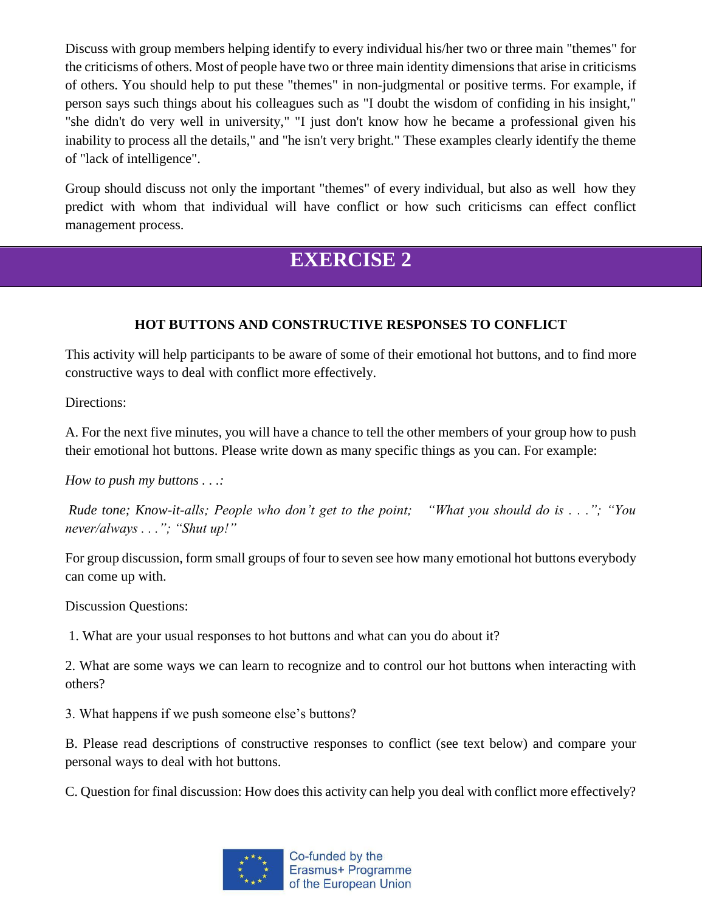Discuss with group members helping identify to every individual his/her two or three main "themes" for the criticisms of others. Most of people have two or three main identity dimensions that arise in criticisms of others. You should help to put these "themes" in non-judgmental or positive terms. For example, if person says such things about his colleagues such as "I doubt the wisdom of confiding in his insight," "she didn't do very well in university," "I just don't know how he became a professional given his inability to process all the details," and "he isn't very bright." These examples clearly identify the theme of "lack of intelligence".

Group should discuss not only the important "themes" of every individual, but also as well how they predict with whom that individual will have conflict or how such criticisms can effect conflict management process.

# EXERCISE 2

**HOT BUTTONS AND CONSTRUCTIVE RESPONSES TO CONFLICT**

This activity will help participants to be aware of some of their emotional hot buttons, and to find more constructive ways to deal with conflict more effectively.

Directions:

A. For the next five minutes, you will have a chance to tell the other members of your group how to push their emotional hot buttons. Please write down as many specific things as you can. For example:

*How to push my buttons . . .:*

*Rude tone; Know-it-alls; People who don't get to the point; "What you should do is . . ."; "You never/always . . ."; "Shut up!"*

For group discussion, form small groups of four to seven see how many emotional hot buttons everybody can come up with.

Discussion Questions:

1. What are your usual responses to hot buttons and what can you do about it?

2. What are some ways we can learn to recognize and to control our hot buttons when interacting with others?

3. What happens if we push someone else's buttons?

B. Please read descriptions of constructive responses to conflict (see text below) and compare your personal ways to deal with hot buttons.

C. Question for final discussion: How does this activity can help you deal with conflict more effectively?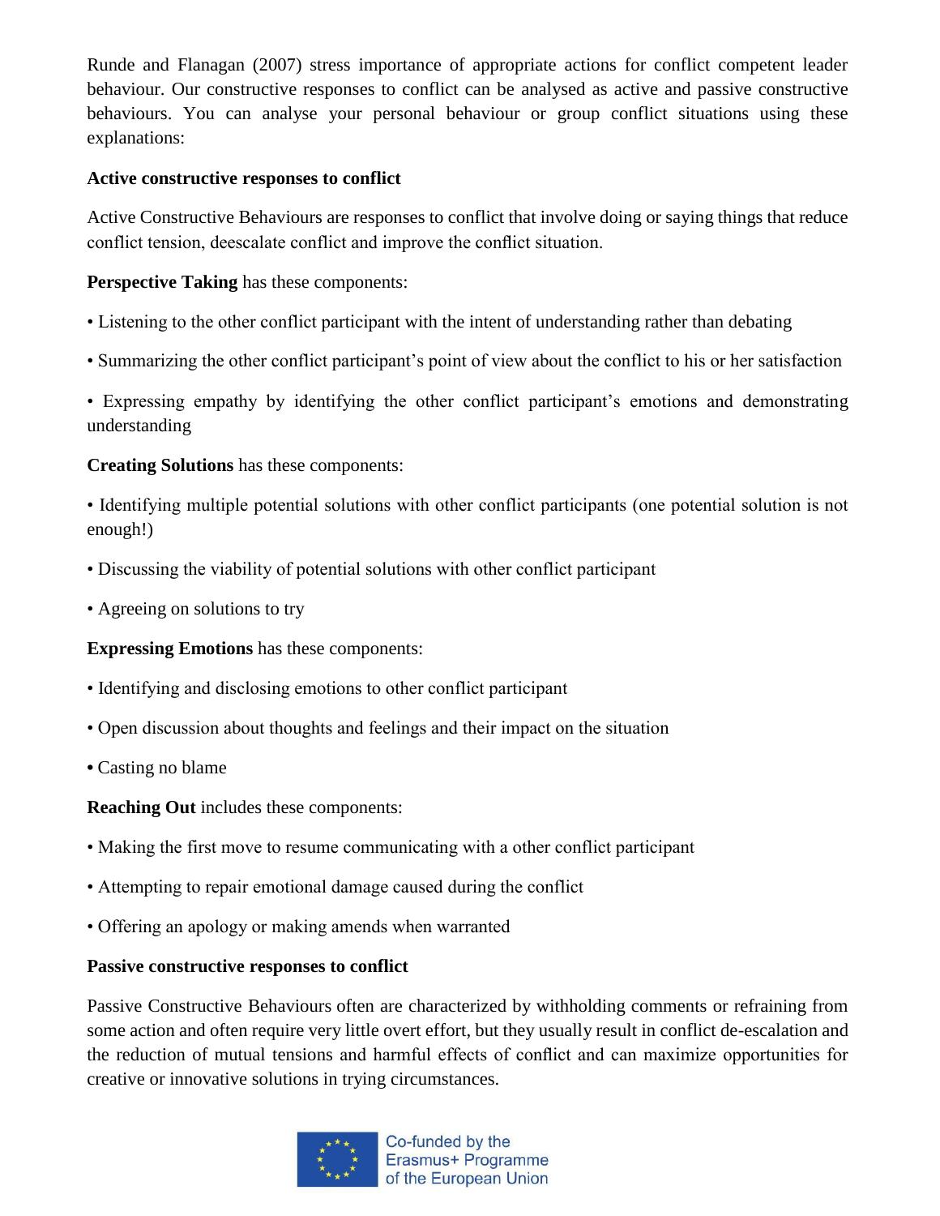Runde and Flanagan (2007) stress importance of appropriate actions for conflict competent leader behaviour. Our constructive responses to conflict can be analysed as active and passive constructive behaviours. You can analyse your personal behaviour or group conflict situations using these explanations:

**Active constructive responses to conflict**

Active Constructive Behaviours are responses to conflict that involve doing or saying things that reduce conflict tension, deescalate conflict and improve the conflict situation.

**Perspective Taking** has these components:

- Listening to the other conflict participant with the intent of understanding rather than debating
- Summarizing the other conflict participant's point of view about the conflict to his or her satisfaction
- Expressing empathy by identifying the other conflict participant's emotions and demonstrating understanding

**Creating Solutions** has these components:

- Identifying multiple potential solutions with other conflict participants (one potential solution is not enough!)
- Discussing the viability of potential solutions with other conflict participant
- Agreeing on solutions to try

**Expressing Emotions** has these components:

- Identifying and disclosing emotions to other conflict participant
- Open discussion about thoughts and feelings and their impact on the situation
- Casting no blame

**Reaching Out** includes these components:

- Making the first move to resume communicating with a other conflict participant
- Attempting to repair emotional damage caused during the conflict
- Offering an apology or making amends when warranted

**Passive constructive responses to conflict**

Passive Constructive Behaviours often are characterized by withholding comments or refraining from some action and often require very little overt effort, but they usually result in conflict de-escalation and the reduction of mutual tensions and harmful effects of conflict and can maximize opportunities for creative or innovative solutions in trying circumstances.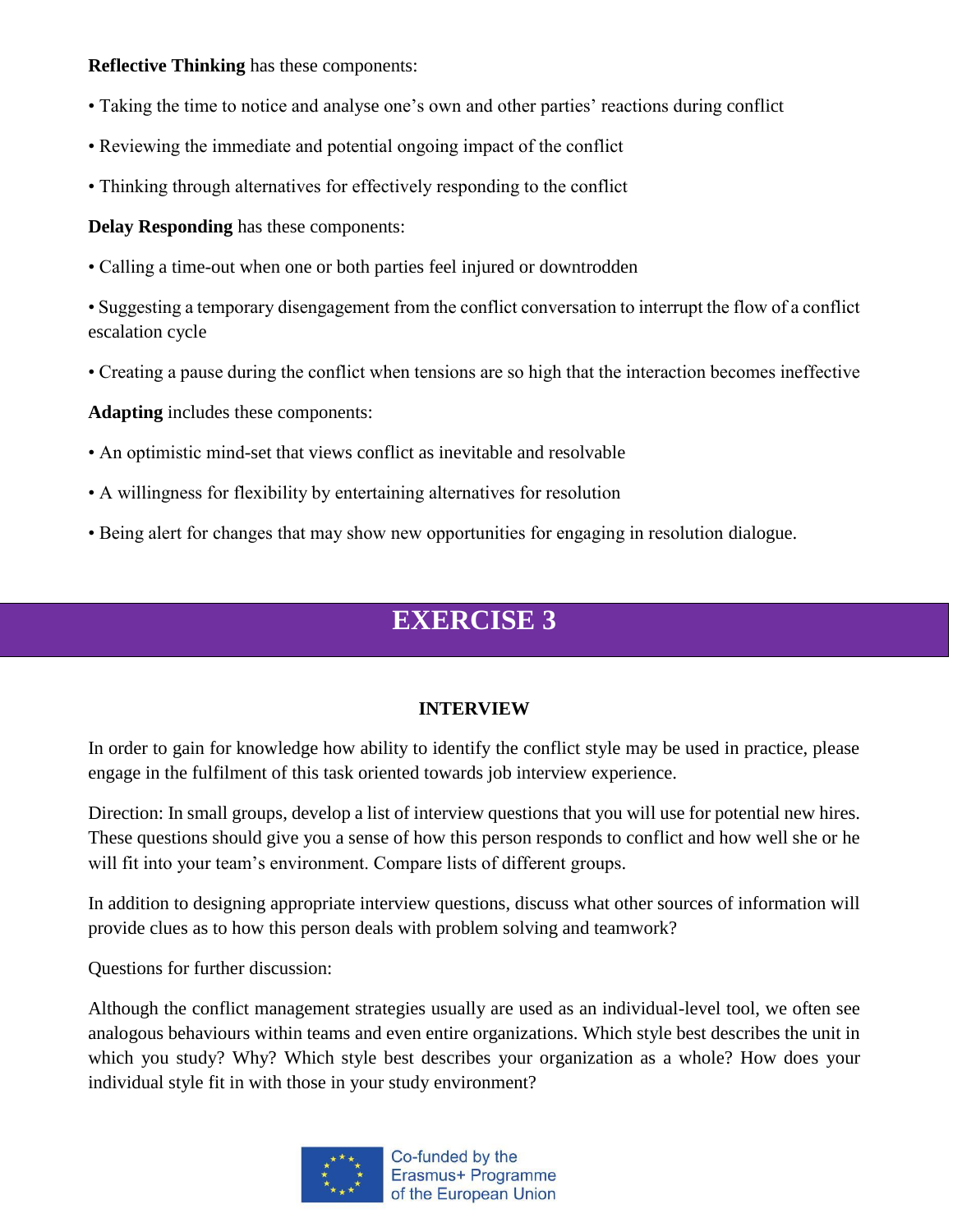**Reflective Thinking** has these components:

• Taking the time to notice and analyse one's own and other parties' reactions during conflict

• Reviewing the immediate and potential ongoing impact of the conflict

• Thinking through alternatives for effectively responding to the conflict

**Delay Responding** has these components:

• Calling a time-out when one or both parties feel injured or downtrodden

• Suggesting a temporary disengagement from the conflict conversation to interrupt the flow of a conflict escalation cycle

• Creating a pause during the conflict when tensions are so high that the interaction becomes ineffective

**Adapting** includes these components:

• An optimistic mind-set that views conflict as inevitable and resolvable

• A willingness for flexibility by entertaining alternatives for resolution

• Being alert for changes that may show new opportunities for engaging in resolution dialogue.

# EXERCISE 3

**INTERVIEW**

In order to gain for knowledge how ability to identify the conflict style may be used in practice, please engage in the fulfilment of this task oriented towards job interview experience.

Direction: In small groups, develop a list of interview questions that you will use for potential new hires. These questions should give you a sense of how this person responds to conflict and how well she or he will fit into your team's environment. Compare lists of different groups.

In addition to designing appropriate interview questions, discuss what other sources of information will provide clues as to how this person deals with problem solving and teamwork?

Questions for further discussion:

Although the conflict management strategies usually are used as an individual-level tool, we often see analogous behaviours within teams and even entire organizations. Which style best describes the unit in which you study? Why? Which style best describes your organization as a whole? How does your individual style fit in with those in your study environment?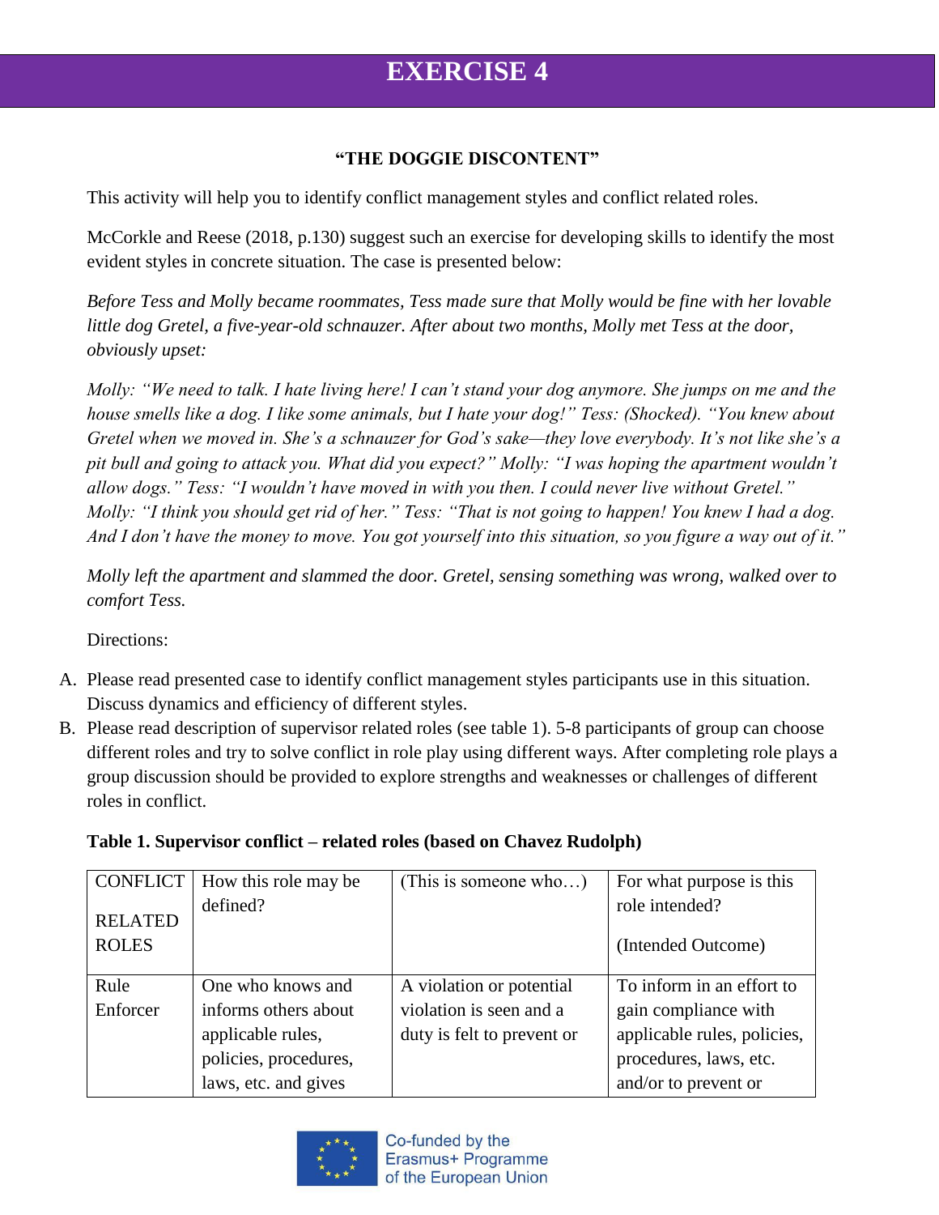# EXERCISE 4

**"THE DOGGIE DISCONTENT"**

This activity will help you to identify conflict management styles and conflict related roles.

McCorkle and Reese (2018, p.130) suggest such an exercise for developing skills to identify the most evident styles in concrete situation. The case is presented below:

*Before Tess and Molly became roommates, Tess made sure that Molly would be fine with her lovable little dog Gretel, a five-year-old schnauzer. After about two months, Molly met Tess at the door, obviously upset:*

*Molly: "We need to talk. I hate living here! I can't stand your dog anymore. She jumps on me and the house smells like a dog. I like some animals, but I hate your dog!" Tess: (Shocked). "You knew about Gretel when we moved in. She's a schnauzer for God's sake—they love everybody. It's not like she's a pit bull and going to attack you. What did you expect?" Molly: "I was hoping the apartment wouldn't allow dogs." Tess: "I wouldn't have moved in with you then. I could never live without Gretel." Molly: "I think you should get rid of her." Tess: "That is not going to happen! You knew I had a dog. And I don't have the money to move. You got yourself into this situation, so you figure a way out of it."*

*Molly left the apartment and slammed the door. Gretel, sensing something was wrong, walked over to comfort Tess.*

Directions:

A. Please read presented case to identify conflict management styles participants use in this situation. Discuss dynamics and efficiency of different styles.
B. Please read description of supervisor related roles (see table 1). 5-8 participants of group can choose different roles and try to solve conflict in role play using different ways. After completing role plays a group discussion should be provided to explore strengths and weaknesses or challenges of different roles in conflict.

**Table 1. Supervisor conflict – related roles (based on Chavez Rudolph)**

| CONFLICT RELATED ROLES | How this role may be defined? | (This is someone who…) | For what purpose is this role intended? (Intended Outcome) |
|---|---|---|---|
| Rule Enforcer | One who knows and informs others about applicable rules, policies, procedures, laws, etc. and gives | A violation or potential violation is seen and a duty is felt to prevent or | To inform in an effort to gain compliance with applicable rules, policies, procedures, laws, etc. and/or to prevent or |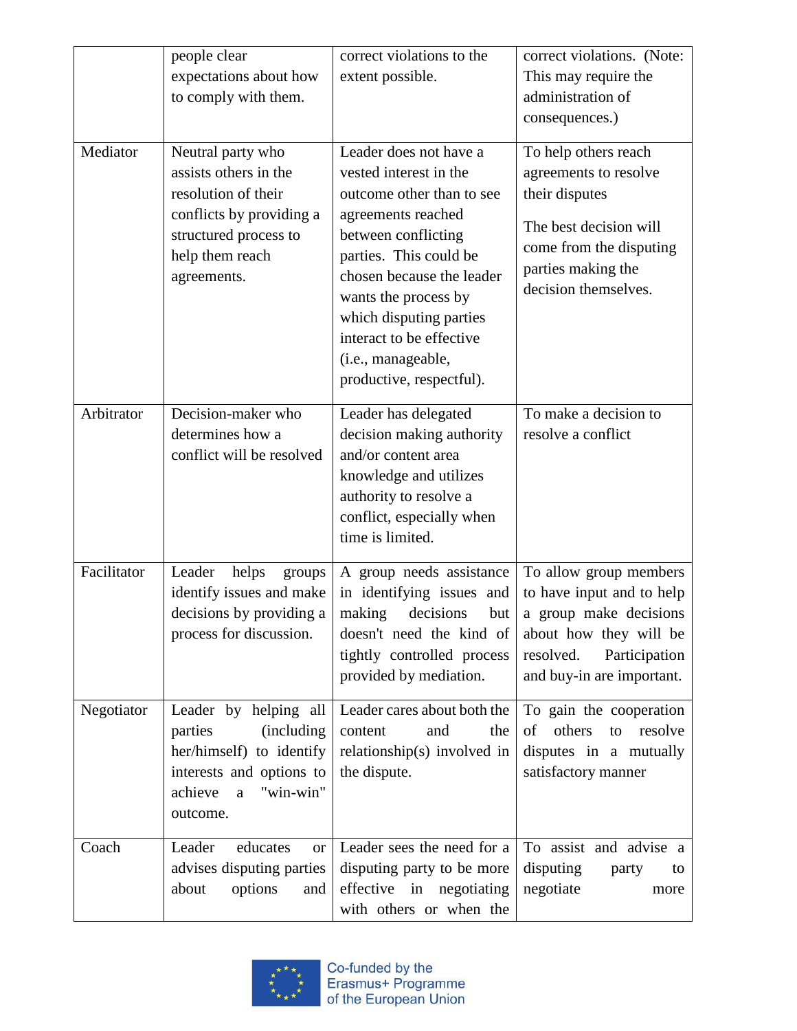| | | | |
|---|---|---|---|
| | people clear expectations about how to comply with them. | correct violations to the extent possible. | correct violations. (Note: This may require the administration of consequences.) |
| Mediator | Neutral party who assists others in the resolution of their conflicts by providing a structured process to help them reach agreements. | Leader does not have a vested interest in the outcome other than to see agreements reached between conflicting parties. This could be chosen because the leader wants the process by which disputing parties interact to be effective (i.e., manageable, productive, respectful). | To help others reach agreements to resolve their disputes<br><br>The best decision will come from the disputing parties making the decision themselves. |
| Arbitrator | Decision-maker who determines how a conflict will be resolved | Leader has delegated decision making authority and/or content area knowledge and utilizes authority to resolve a conflict, especially when time is limited. | To make a decision to resolve a conflict |
| Facilitator | Leader helps groups identify issues and make decisions by providing a process for discussion. | A group needs assistance in identifying issues and making decisions but doesn't need the kind of tightly controlled process provided by mediation. | To allow group members to have input and to help a group make decisions about how they will be resolved. Participation and buy-in are important. |
| Negotiator | Leader by helping all parties (including her/himself) to identify interests and options to achieve a "win-win" outcome. | Leader cares about both the content and the relationship(s) involved in the dispute. | To gain the cooperation of others to resolve disputes in a mutually satisfactory manner |
| Coach | Leader educates or advises disputing parties about options and | Leader sees the need for a disputing party to be more effective in negotiating with others or when the | To assist and advise a disputing party to negotiate more |

Co-funded by the Erasmus+ Programme of the European Union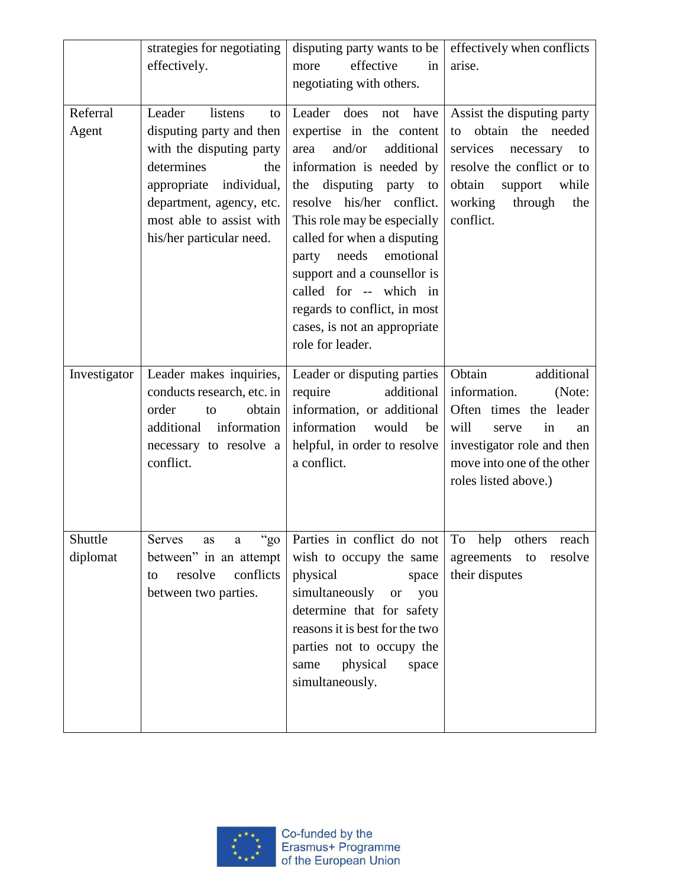| | | | |
|---|---|---|---|
| | strategies for negotiating effectively. | disputing party wants to be more effective in negotiating with others. | effectively when conflicts arise. |
| Referral Agent | Leader listens to disputing party and then with the disputing party determines the appropriate individual, department, agency, etc. most able to assist with his/her particular need. | Leader does not have expertise in the content area and/or additional information is needed by the disputing party to resolve his/her conflict. This role may be especially called for when a disputing party needs emotional support and a counsellor is called for -- which in regards to conflict, in most cases, is not an appropriate role for leader. | Assist the disputing party to obtain the needed services necessary to resolve the conflict or to obtain support while working through the conflict. |
| Investigator | Leader makes inquiries, conducts research, etc. in order to obtain additional information necessary to resolve a conflict. | Leader or disputing parties require additional information, or additional information would be helpful, in order to resolve a conflict. | Obtain additional information. (Note: Often times the leader will serve in an investigator role and then move into one of the other roles listed above.) |
| Shuttle diplomat | Serves as a "go between" in an attempt to resolve conflicts between two parties. | Parties in conflict do not wish to occupy the same physical space simultaneously or you determine that for safety reasons it is best for the two parties not to occupy the same physical space simultaneously. | To help others reach agreements to resolve their disputes |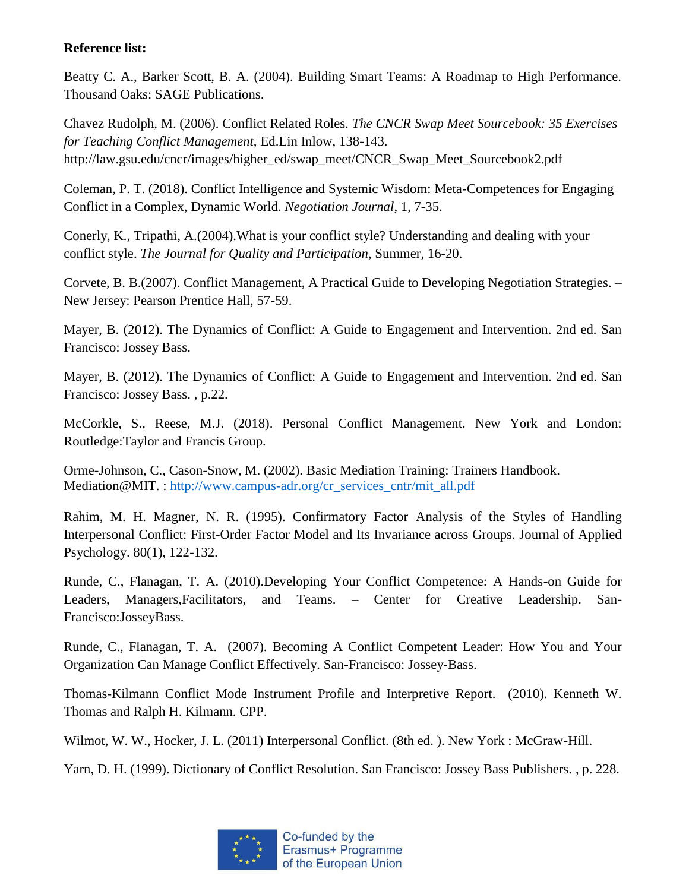**Reference list:**

Beatty C. A., Barker Scott, B. A. (2004). Building Smart Teams: A Roadmap to High Performance. Thousand Oaks: SAGE Publications.

Chavez Rudolph, M. (2006). Conflict Related Roles. *The CNCR Swap Meet Sourcebook: 35 Exercises for Teaching Conflict Management,* Ed.Lin Inlow, 138-143. http://law.gsu.edu/cncr/images/higher_ed/swap_meet/CNCR_Swap_Meet_Sourcebook2.pdf

Coleman, P. T. (2018). Conflict Intelligence and Systemic Wisdom: Meta-Competences for Engaging Conflict in a Complex, Dynamic World. *Negotiation Journal*, 1, 7-35.

Conerly, K., Tripathi, A.(2004).What is your conflict style? Understanding and dealing with your conflict style. *The Journal for Quality and Participation,* Summer, 16-20.

Corvete, B. B.(2007). Conflict Management, A Practical Guide to Developing Negotiation Strategies. – New Jersey: Pearson Prentice Hall, 57-59.

Mayer, B. (2012). The Dynamics of Conflict: A Guide to Engagement and Intervention. 2nd ed. San Francisco: Jossey Bass.

Mayer, B. (2012). The Dynamics of Conflict: A Guide to Engagement and Intervention. 2nd ed. San Francisco: Jossey Bass. , p.22.

McCorkle, S., Reese, M.J. (2018). Personal Conflict Management. New York and London: Routledge:Taylor and Francis Group.

Orme-Johnson, C., Cason-Snow, M. (2002). Basic Mediation Training: Trainers Handbook. Mediation@MIT. : http://www.campus-adr.org/cr_services_cntr/mit_all.pdf

Rahim, M. H. Magner, N. R. (1995). Confirmatory Factor Analysis of the Styles of Handling Interpersonal Conflict: First-Order Factor Model and Its Invariance across Groups. Journal of Applied Psychology. 80(1), 122-132.

Runde, C., Flanagan, T. A. (2010).Developing Your Conflict Competence: A Hands-on Guide for Leaders, Managers,Facilitators, and Teams. – Center for Creative Leadership. San-Francisco:JosseyBass.

Runde, C., Flanagan, T. A. (2007). Becoming A Conflict Competent Leader: How You and Your Organization Can Manage Conflict Effectively. San-Francisco: Jossey-Bass.

Thomas-Kilmann Conflict Mode Instrument Profile and Interpretive Report. (2010). Kenneth W. Thomas and Ralph H. Kilmann. CPP.

Wilmot, W. W., Hocker, J. L. (2011) Interpersonal Conflict. (8th ed. ). New York : McGraw-Hill.

Yarn, D. H. (1999). Dictionary of Conflict Resolution. San Francisco: Jossey Bass Publishers. , p. 228.

Co-funded by the Erasmus+ Programme of the European Union